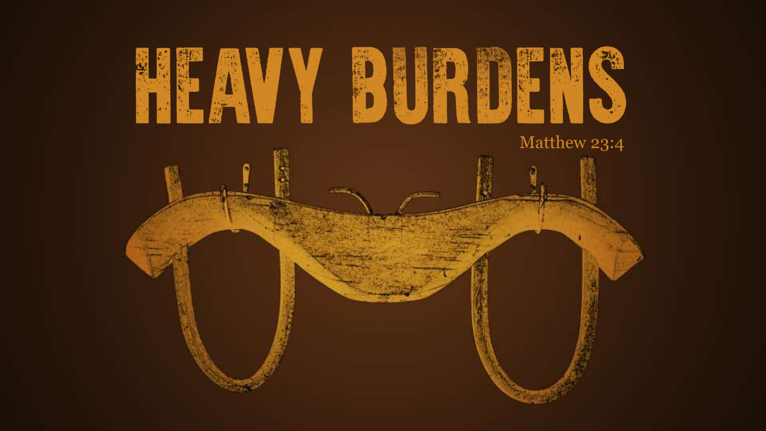# HEAVY BURDENS

Matthew 23:4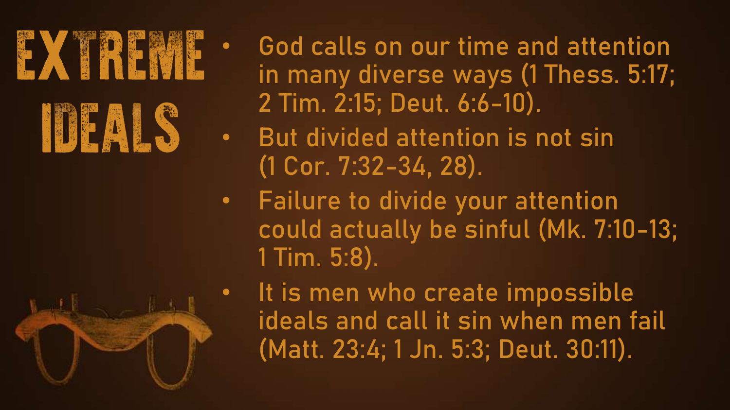# Extreme Ideals

- God calls on our time and attention in many diverse ways (1 Thess. 5:17; 2 Tim. 2:15; Deut. 6:6-10).
- But divided attention is not sin (1 Cor. 7:32-34, 28).
- Failure to divide your attention could actually be sinful (Mk. 7:10-13; 1 Tim. 5:8).
- It is men who create impossible ideals and call it sin when men fail (Matt. 23:4; 1 Jn. 5:3; Deut. 30:11).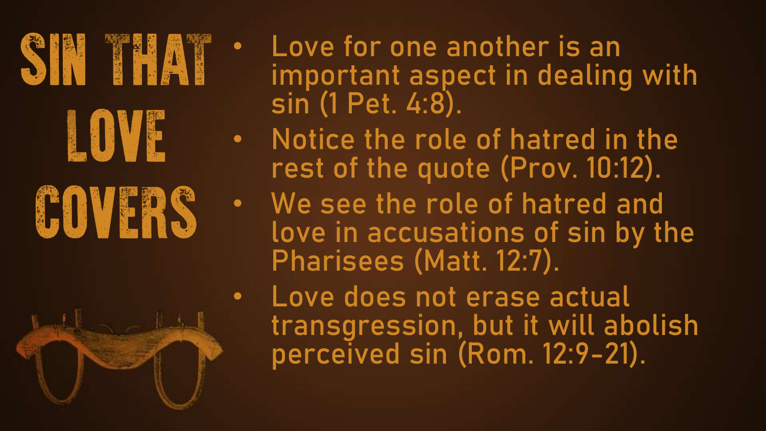# Sin That Love Covers

- Love for one another is an important aspect in dealing with sin (1 Pet. 4:8).
- Notice the role of hatred in the rest of the quote (Prov. 10:12).
- We see the role of hatred and love in accusations of sin by the Pharisees (Matt. 12:7).
- Love does not erase actual transgression, but it will abolish perceived sin (Rom. 12:9-21).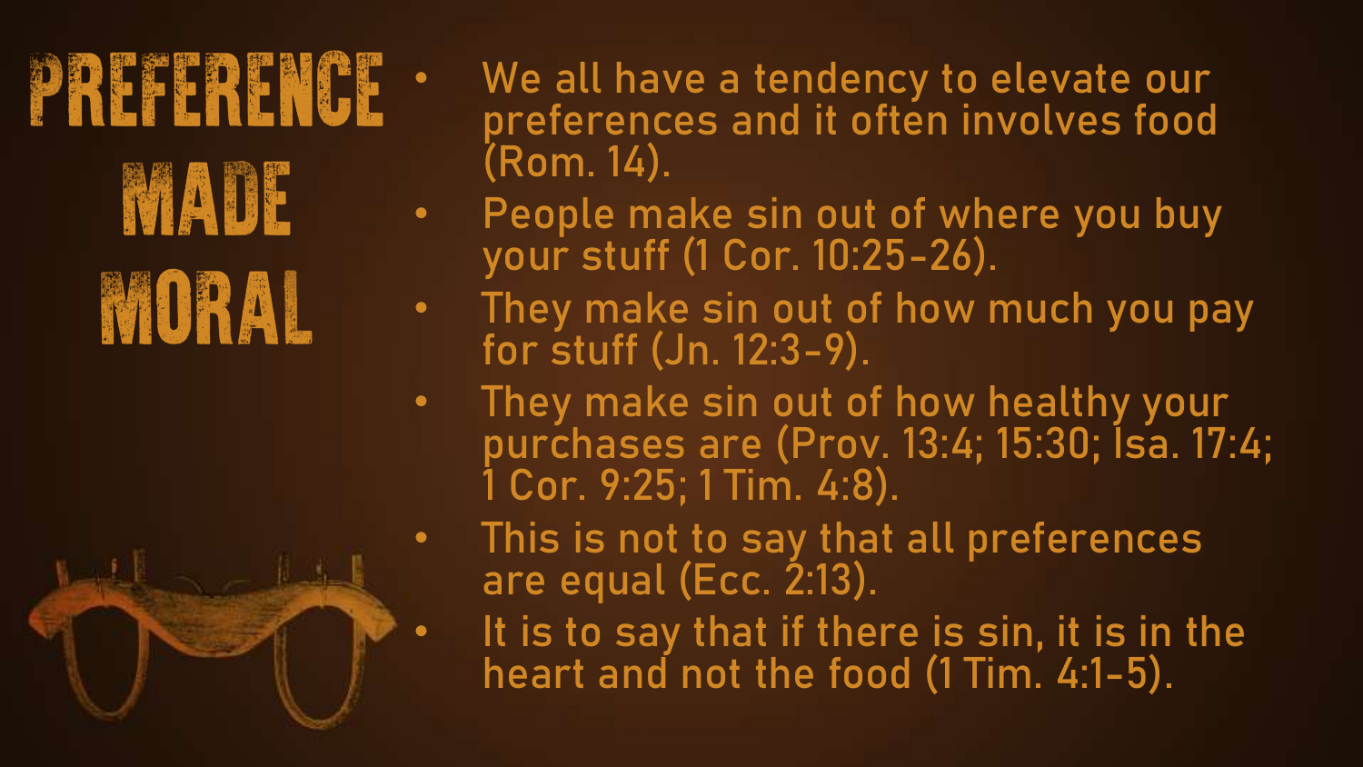# Preference Made Moral

- We all have a tendency to elevate our preferences and it often involves food (Rom. 14).
- People make sin out of where you buy your stuff (1 Cor. 10:25-26).
- They make sin out of how much you pay for stuff (Jn. 12:3-9).
- They make sin out of how healthy your purchases are (Prov. 13:4; 15:30; Isa. 17:4; 1 Cor. 9:25; 1 Tim. 4:8).
- This is not to say that all preferences are equal (Ecc. 2:13).
- It is to say that if there is sin, it is in the heart and not the food (1 Tim. 4:1-5).